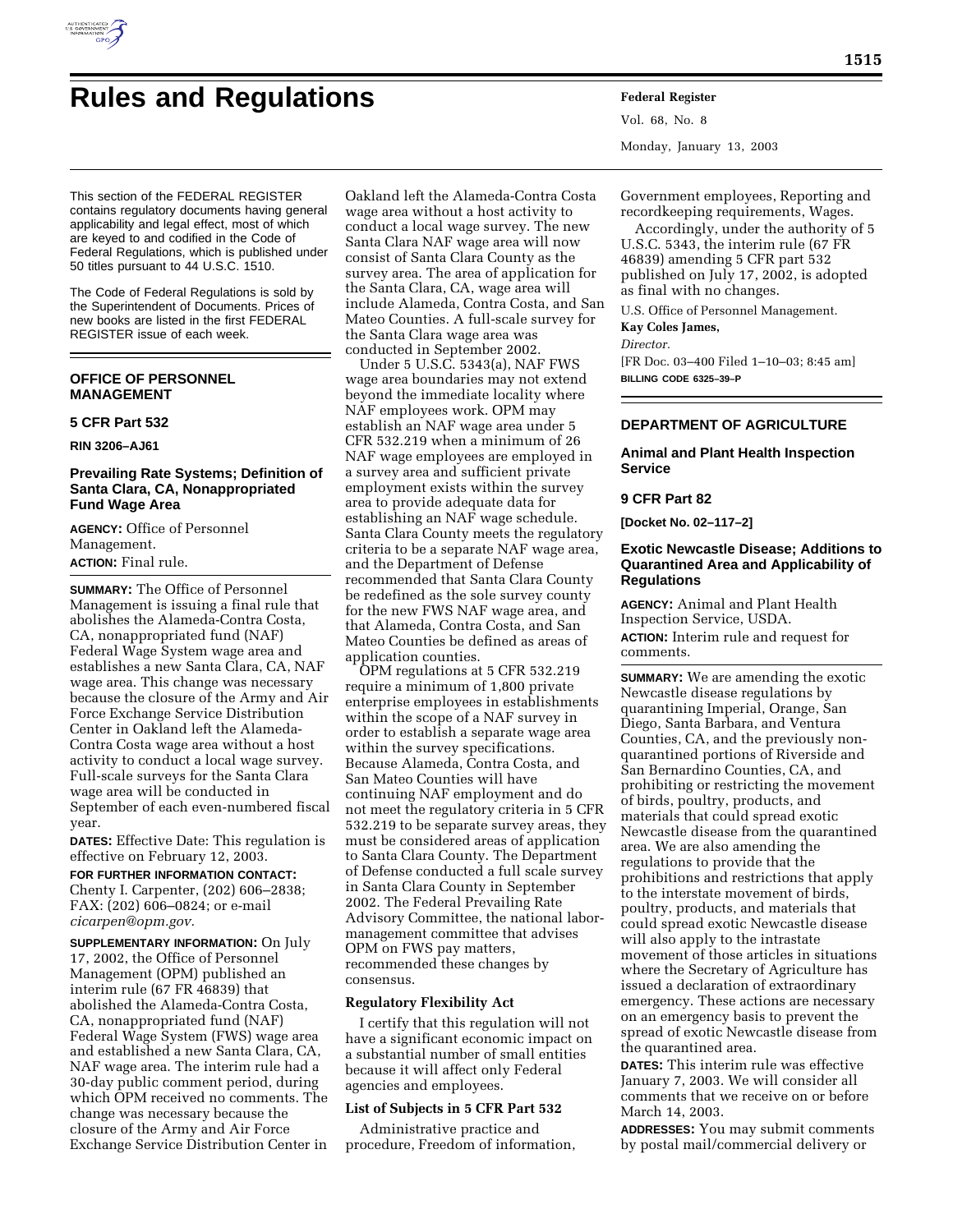# Rules and Regulations

This section of the FEDERAL REGISTER contains regulatory documents having general applicability and legal effect, most of which are keyed to and codified in the Code of Federal Regulations, which is published under 50 titles pursuant to 44 U.S.C. 1510.

The Code of Federal Regulations is sold by the Superintendent of Documents. Prices of new books are listed in the first FEDERAL REGISTER issue of each week.

## OFFICE OF PERSONNEL MANAGEMENT

### 5 CFR Part 532

**RIN 3206–AJ61**

### Prevailing Rate Systems; Definition of Santa Clara, CA, Nonappropriated Fund Wage Area

**AGENCY:** Office of Personnel Management.

**ACTION:** Final rule.

**SUMMARY:** The Office of Personnel Management is issuing a final rule that abolishes the Alameda-Contra Costa, CA, nonappropriated fund (NAF) Federal Wage System wage area and establishes a new Santa Clara, CA, NAF wage area. This change was necessary because the closure of the Army and Air Force Exchange Service Distribution Center in Oakland left the Alameda-Contra Costa wage area without a host activity to conduct a local wage survey. Full-scale surveys for the Santa Clara wage area will be conducted in September of each even-numbered fiscal year.

**DATES:** Effective Date: This regulation is effective on February 12, 2003.

**FOR FURTHER INFORMATION CONTACT:** Chenty I. Carpenter, (202) 606–2838; FAX: (202) 606–0824; or e-mail *cicarpen@opm.gov.*

**SUPPLEMENTARY INFORMATION:** On July 17, 2002, the Office of Personnel Management (OPM) published an interim rule (67 FR 46839) that abolished the Alameda-Contra Costa, CA, nonappropriated fund (NAF) Federal Wage System (FWS) wage area and established a new Santa Clara, CA, NAF wage area. The interim rule had a 30-day public comment period, during which OPM received no comments. The change was necessary because the closure of the Army and Air Force Exchange Service Distribution Center in Oakland left the Alameda-Contra Costa wage area without a host activity to conduct a local wage survey. The new Santa Clara NAF wage area will now consist of Santa Clara County as the survey area. The area of application for the Santa Clara, CA, wage area will include Alameda, Contra Costa, and San Mateo Counties. A full-scale survey for the Santa Clara wage area was conducted in September 2002.

Under 5 U.S.C. 5343(a), NAF FWS wage area boundaries may not extend beyond the immediate locality where NAF employees work. OPM may establish an NAF wage area under 5 CFR 532.219 when a minimum of 26 NAF wage employees are employed in a survey area and sufficient private employment exists within the survey area to provide adequate data for establishing an NAF wage schedule. Santa Clara County meets the regulatory criteria to be a separate NAF wage area, and the Department of Defense recommended that Santa Clara County be redefined as the sole survey county for the new FWS NAF wage area, and that Alameda, Contra Costa, and San Mateo Counties be defined as areas of application counties.

OPM regulations at 5 CFR 532.219 require a minimum of 1,800 private enterprise employees in establishments within the scope of a NAF survey in order to establish a separate wage area within the survey specifications. Because Alameda, Contra Costa, and San Mateo Counties will have continuing NAF employment and do not meet the regulatory criteria in 5 CFR 532.219 to be separate survey areas, they must be considered areas of application to Santa Clara County. The Department of Defense conducted a full scale survey in Santa Clara County in September 2002. The Federal Prevailing Rate Advisory Committee, the national labor-management committee that advises OPM on FWS pay matters, recommended these changes by consensus.

#### Regulatory Flexibility Act

I certify that this regulation will not have a significant economic impact on a substantial number of small entities because it will affect only Federal agencies and employees.

#### List of Subjects in 5 CFR Part 532

Administrative practice and procedure, Freedom of information, Government employees, Reporting and recordkeeping requirements, Wages.

Accordingly, under the authority of 5 U.S.C. 5343, the interim rule (67 FR 46839) amending 5 CFR part 532 published on July 17, 2002, is adopted as final with no changes.

U.S. Office of Personnel Management.

**Kay Coles James,**

*Director.*

[FR Doc. 03–400 Filed 1–10–03; 8:45 am]

**BILLING CODE 6325–39–P**

## DEPARTMENT OF AGRICULTURE

### Animal and Plant Health Inspection Service

### 9 CFR Part 82

**[Docket No. 02–117–2]**

### Exotic Newcastle Disease; Additions to Quarantined Area and Applicability of Regulations

**AGENCY:** Animal and Plant Health Inspection Service, USDA.

**ACTION:** Interim rule and request for comments.

**SUMMARY:** We are amending the exotic Newcastle disease regulations by quarantining Imperial, Orange, San Diego, Santa Barbara, and Ventura Counties, CA, and the previously non-quarantined portions of Riverside and San Bernardino Counties, CA, and prohibiting or restricting the movement of birds, poultry, products, and materials that could spread exotic Newcastle disease from the quarantined area. We are also amending the regulations to provide that the prohibitions and restrictions that apply to the interstate movement of birds, poultry, products, and materials that could spread exotic Newcastle disease will also apply to the intrastate movement of those articles in situations where the Secretary of Agriculture has issued a declaration of extraordinary emergency. These actions are necessary on an emergency basis to prevent the spread of exotic Newcastle disease from the quarantined area.

**DATES:** This interim rule was effective January 7, 2003. We will consider all comments that we receive on or before March 14, 2003.

**ADDRESSES:** You may submit comments by postal mail/commercial delivery or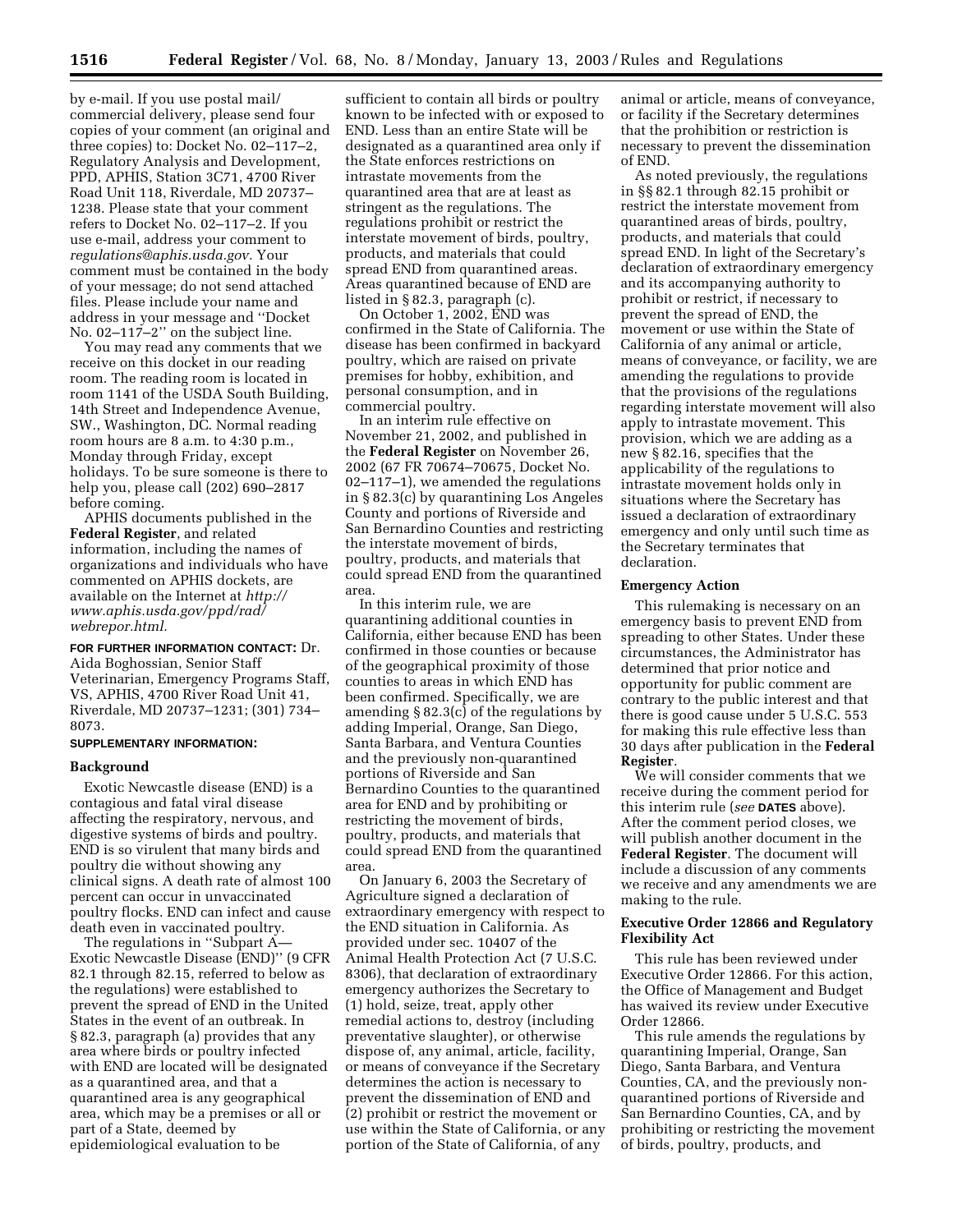by e-mail. If you use postal mail/commercial delivery, please send four copies of your comment (an original and three copies) to: Docket No. 02–117–2, Regulatory Analysis and Development, PPD, APHIS, Station 3C71, 4700 River Road Unit 118, Riverdale, MD 20737–1238. Please state that your comment refers to Docket No. 02–117–2. If you use e-mail, address your comment to *regulations@aphis.usda.gov*. Your comment must be contained in the body of your message; do not send attached files. Please include your name and address in your message and ''Docket No. 02–117–2'' on the subject line.

You may read any comments that we receive on this docket in our reading room. The reading room is located in room 1141 of the USDA South Building, 14th Street and Independence Avenue, SW., Washington, DC. Normal reading room hours are 8 a.m. to 4:30 p.m., Monday through Friday, except holidays. To be sure someone is there to help you, please call (202) 690–2817 before coming.

APHIS documents published in the **Federal Register**, and related information, including the names of organizations and individuals who have commented on APHIS dockets, are available on the Internet at *http://www.aphis.usda.gov/ppd/rad/webrepor.html.*

**FOR FURTHER INFORMATION CONTACT:** Dr. Aida Boghossian, Senior Staff Veterinarian, Emergency Programs Staff, VS, APHIS, 4700 River Road Unit 41, Riverdale, MD 20737–1231; (301) 734–8073.

**SUPPLEMENTARY INFORMATION:**

## Background

Exotic Newcastle disease (END) is a contagious and fatal viral disease affecting the respiratory, nervous, and digestive systems of birds and poultry. END is so virulent that many birds and poultry die without showing any clinical signs. A death rate of almost 100 percent can occur in unvaccinated poultry flocks. END can infect and cause death even in vaccinated poultry.

The regulations in ''Subpart A—Exotic Newcastle Disease (END)'' (9 CFR 82.1 through 82.15, referred to below as the regulations) were established to prevent the spread of END in the United States in the event of an outbreak. In § 82.3, paragraph (a) provides that any area where birds or poultry infected with END are located will be designated as a quarantined area, and that a quarantined area is any geographical area, which may be a premises or all or part of a State, deemed by epidemiological evaluation to be sufficient to contain all birds or poultry known to be infected with or exposed to END. Less than an entire State will be designated as a quarantined area only if the State enforces restrictions on intrastate movements from the quarantined area that are at least as stringent as the regulations. The regulations prohibit or restrict the interstate movement of birds, poultry, products, and materials that could spread END from quarantined areas. Areas quarantined because of END are listed in § 82.3, paragraph (c).

On October 1, 2002, END was confirmed in the State of California. The disease has been confirmed in backyard poultry, which are raised on private premises for hobby, exhibition, and personal consumption, and in commercial poultry.

In an interim rule effective on November 21, 2002, and published in the **Federal Register** on November 26, 2002 (67 FR 70674–70675, Docket No. 02–117–1), we amended the regulations in § 82.3(c) by quarantining Los Angeles County and portions of Riverside and San Bernardino Counties and restricting the interstate movement of birds, poultry, products, and materials that could spread END from the quarantined area.

In this interim rule, we are quarantining additional counties in California, either because END has been confirmed in those counties or because of the geographical proximity of those counties to areas in which END has been confirmed. Specifically, we are amending § 82.3(c) of the regulations by adding Imperial, Orange, San Diego, Santa Barbara, and Ventura Counties and the previously non-quarantined portions of Riverside and San Bernardino Counties to the quarantined area for END and by prohibiting or restricting the movement of birds, poultry, products, and materials that could spread END from the quarantined area.

On January 6, 2003 the Secretary of Agriculture signed a declaration of extraordinary emergency with respect to the END situation in California. As provided under sec. 10407 of the Animal Health Protection Act (7 U.S.C. 8306), that declaration of extraordinary emergency authorizes the Secretary to (1) hold, seize, treat, apply other remedial actions to, destroy (including preventative slaughter), or otherwise dispose of, any animal, article, facility, or means of conveyance if the Secretary determines the action is necessary to prevent the dissemination of END and (2) prohibit or restrict the movement or use within the State of California, or any portion of the State of California, of any animal or article, means of conveyance, or facility if the Secretary determines that the prohibition or restriction is necessary to prevent the dissemination of END.

As noted previously, the regulations in §§ 82.1 through 82.15 prohibit or restrict the interstate movement from quarantined areas of birds, poultry, products, and materials that could spread END. In light of the Secretary's declaration of extraordinary emergency and its accompanying authority to prohibit or restrict, if necessary to prevent the spread of END, the movement or use within the State of California of any animal or article, means of conveyance, or facility, we are amending the regulations to provide that the provisions of the regulations regarding interstate movement will also apply to intrastate movement. This provision, which we are adding as a new § 82.16, specifies that the applicability of the regulations to intrastate movement holds only in situations where the Secretary has issued a declaration of extraordinary emergency and only until such time as the Secretary terminates that declaration.

## Emergency Action

This rulemaking is necessary on an emergency basis to prevent END from spreading to other States. Under these circumstances, the Administrator has determined that prior notice and opportunity for public comment are contrary to the public interest and that there is good cause under 5 U.S.C. 553 for making this rule effective less than 30 days after publication in the **Federal Register**.

We will consider comments that we receive during the comment period for this interim rule (*see* **DATES** above). After the comment period closes, we will publish another document in the **Federal Register**. The document will include a discussion of any comments we receive and any amendments we are making to the rule.

## Executive Order 12866 and Regulatory Flexibility Act

This rule has been reviewed under Executive Order 12866. For this action, the Office of Management and Budget has waived its review under Executive Order 12866.

This rule amends the regulations by quarantining Imperial, Orange, San Diego, Santa Barbara, and Ventura Counties, CA, and the previously non-quarantined portions of Riverside and San Bernardino Counties, CA, and by prohibiting or restricting the movement of birds, poultry, products, and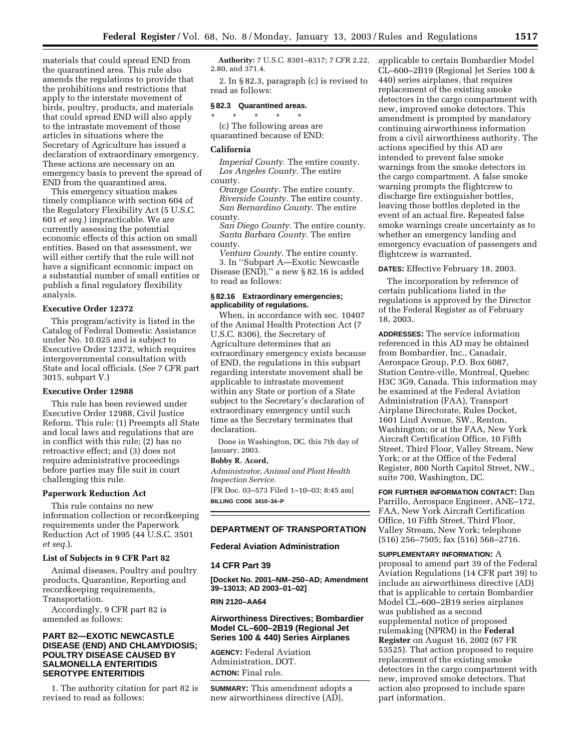materials that could spread END from the quarantined area. This rule also amends the regulations to provide that the prohibitions and restrictions that apply to the interstate movement of birds, poultry, products, and materials that could spread END will also apply to the intrastate movement of those articles in situations where the Secretary of Agriculture has issued a declaration of extraordinary emergency. These actions are necessary on an emergency basis to prevent the spread of END from the quarantined area.

This emergency situation makes timely compliance with section 604 of the Regulatory Flexibility Act (5 U.S.C. 601 *et seq.*) impracticable. We are currently assessing the potential economic effects of this action on small entities. Based on that assessment, we will either certify that the rule will not have a significant economic impact on a substantial number of small entities or publish a final regulatory flexibility analysis.

### Executive Order 12372

This program/activity is listed in the Catalog of Federal Domestic Assistance under No. 10.025 and is subject to Executive Order 12372, which requires intergovernmental consultation with State and local officials. (*See* 7 CFR part 3015, subpart V.)

### Executive Order 12988

This rule has been reviewed under Executive Order 12988, Civil Justice Reform. This rule: (1) Preempts all State and local laws and regulations that are in conflict with this rule; (2) has no retroactive effect; and (3) does not require administrative proceedings before parties may file suit in court challenging this rule.

### Paperwork Reduction Act

This rule contains no new information collection or recordkeeping requirements under the Paperwork Reduction Act of 1995 (44 U.S.C. 3501 *et seq.*).

### List of Subjects in 9 CFR Part 82

Animal diseases, Poultry and poultry products, Quarantine, Reporting and recordkeeping requirements, Transportation.

Accordingly, 9 CFR part 82 is amended as follows:

## PART 82—EXOTIC NEWCASTLE DISEASE (END) AND CHLAMYDIOSIS; POULTRY DISEASE CAUSED BY SALMONELLA ENTERITIDIS SEROTYPE ENTERITIDIS

1. The authority citation for part 82 is revised to read as follows:

**Authority:** 7 U.S.C. 8301–8317; 7 CFR 2.22, 2.80, and 371.4.

2. In § 82.3, paragraph (c) is revised to read as follows:

### § 82.3 Quarantined areas.

\* \* \* \* \*

(c) The following areas are quarantined because of END:

**California**

*Imperial County.* The entire county.
*Los Angeles County.* The entire county.
*Orange County.* The entire county.
*Riverside County.* The entire county.
*San Bernardino County.* The entire county.
*San Diego County.* The entire county.
*Santa Barbara County.* The entire county.
*Ventura County.* The entire county.

3. In ''Subpart A—Exotic Newcastle Disease (END),'' a new § 82.16 is added to read as follows:

### § 82.16 Extraordinary emergencies; applicability of regulations.

When, in accordance with sec. 10407 of the Animal Health Protection Act (7 U.S.C. 8306), the Secretary of Agriculture determines that an extraordinary emergency exists because of END, the regulations in this subpart regarding interstate movement shall be applicable to intrastate movement within any State or portion of a State subject to the Secretary's declaration of extraordinary emergency until such time as the Secretary terminates that declaration.

Done in Washington, DC, this 7th day of January, 2003.

**Bobby R. Acord,**
*Administrator, Animal and Plant Health Inspection Service.*

[FR Doc. 03–573 Filed 1–10–03; 8:45 am]

**BILLING CODE 3410–34–P**

---

## DEPARTMENT OF TRANSPORTATION

### Federal Aviation Administration

### 14 CFR Part 39

**[Docket No. 2001–NM–250–AD; Amendment 39–13013; AD 2003–01–02]**

**RIN 2120–AA64**

### Airworthiness Directives; Bombardier Model CL–600–2B19 (Regional Jet Series 100 & 440) Series Airplanes

**AGENCY:** Federal Aviation Administration, DOT.

**ACTION:** Final rule.

**SUMMARY:** This amendment adopts a new airworthiness directive (AD), applicable to certain Bombardier Model CL–600–2B19 (Regional Jet Series 100 & 440) series airplanes, that requires replacement of the existing smoke detectors in the cargo compartment with new, improved smoke detectors. This amendment is prompted by mandatory continuing airworthiness information from a civil airworthiness authority. The actions specified by this AD are intended to prevent false smoke warnings from the smoke detectors in the cargo compartment. A false smoke warning prompts the flightcrew to discharge fire extinguisher bottles, leaving those bottles depleted in the event of an actual fire. Repeated false smoke warnings create uncertainty as to whether an emergency landing and emergency evacuation of passengers and flightcrew is warranted.

**DATES:** Effective February 18, 2003.

The incorporation by reference of certain publications listed in the regulations is approved by the Director of the Federal Register as of February 18, 2003.

**ADDRESSES:** The service information referenced in this AD may be obtained from Bombardier, Inc., Canadair, Aerospace Group, P.O. Box 6087, Station Centre-ville, Montreal, Quebec H3C 3G9, Canada. This information may be examined at the Federal Aviation Administration (FAA), Transport Airplane Directorate, Rules Docket, 1601 Lind Avenue, SW., Renton, Washington; or at the FAA, New York Aircraft Certification Office, 10 Fifth Street, Third Floor, Valley Stream, New York; or at the Office of the Federal Register, 800 North Capitol Street, NW., suite 700, Washington, DC.

**FOR FURTHER INFORMATION CONTACT:** Dan Parrillo, Aerospace Engineer, ANE–172, FAA, New York Aircraft Certification Office, 10 Fifth Street, Third Floor, Valley Stream, New York; telephone (516) 256–7505; fax (516) 568–2716.

**SUPPLEMENTARY INFORMATION:** A proposal to amend part 39 of the Federal Aviation Regulations (14 CFR part 39) to include an airworthiness directive (AD) that is applicable to certain Bombardier Model CL–600–2B19 series airplanes was published as a second supplemental notice of proposed rulemaking (NPRM) in the **Federal Register** on August 16, 2002 (67 FR 53525). That action proposed to require replacement of the existing smoke detectors in the cargo compartment with new, improved smoke detectors. That action also proposed to include spare part information.